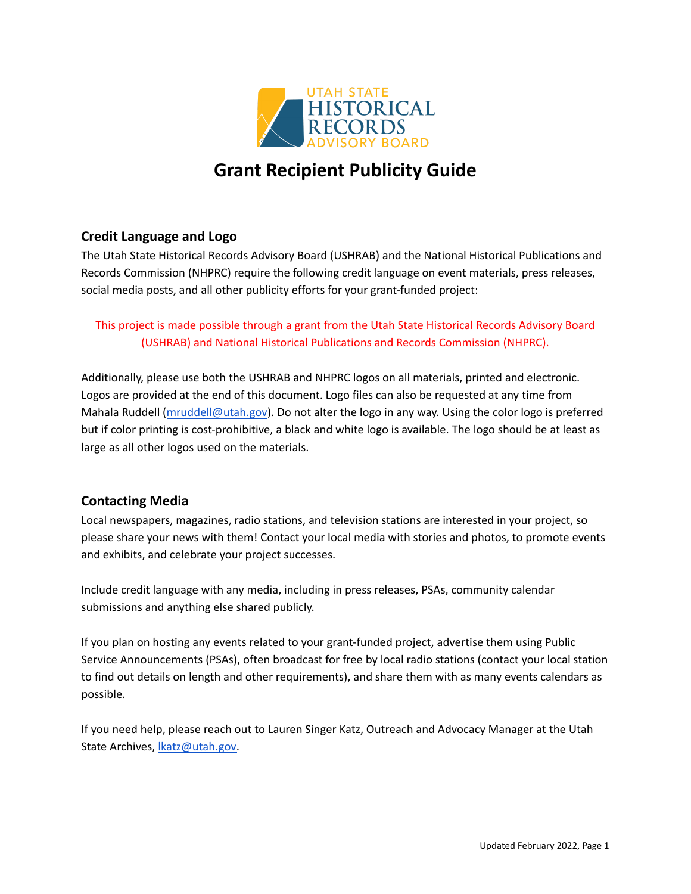# Grant Recipient Publicity Guide

## Credit Language and Logo

The Utah State Historical Records Advisory Board (USHRAB) and the National Historical Publications and Records Commission (NHPRC) require the following credit language on event materials, press releases, social media posts, and all other publicity efforts for your grant-funded project:

This project is made possible through a grant from the Utah State Historical Records Advisory Board (USHRAB) and National Historical Publications and Records Commission (NHPRC).

Additionally, please use both the USHRAB and NHPRC logos on all materials, printed and electronic. Logos are provided at the end of this document. Logo files can also be requested at any time from Mahala Ruddell (mruddell@utah.gov). Do not alter the logo in any way. Using the color logo is preferred but if color printing is cost-prohibitive, a black and white logo is available. The logo should be at least as large as all other logos used on the materials.

## Contacting Media

Local newspapers, magazines, radio stations, and television stations are interested in your project, so please share your news with them! Contact your local media with stories and photos, to promote events and exhibits, and celebrate your project successes.

Include credit language with any media, including in press releases, PSAs, community calendar submissions and anything else shared publicly.

If you plan on hosting any events related to your grant-funded project, advertise them using Public Service Announcements (PSAs), often broadcast for free by local radio stations (contact your local station to find out details on length and other requirements), and share them with as many events calendars as possible.

If you need help, please reach out to Lauren Singer Katz, Outreach and Advocacy Manager at the Utah State Archives, lkatz@utah.gov.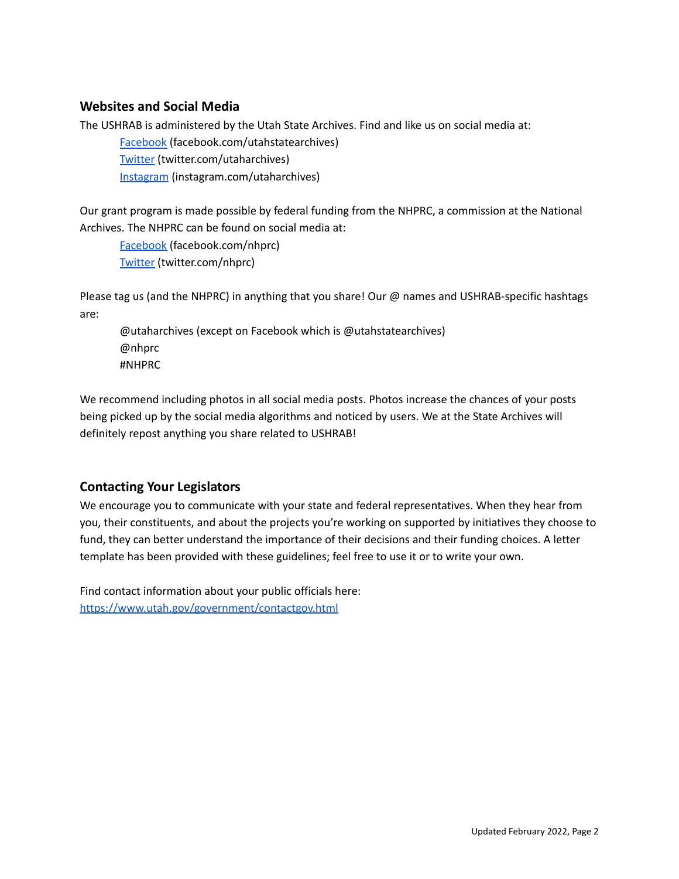## Websites and Social Media

The USHRAB is administered by the Utah State Archives. Find and like us on social media at:

- Facebook (facebook.com/utahstatearchives)
- Twitter (twitter.com/utaharchives)
- Instagram (instagram.com/utaharchives)

Our grant program is made possible by federal funding from the NHPRC, a commission at the National Archives. The NHPRC can be found on social media at:

- Facebook (facebook.com/nhprc)
- Twitter (twitter.com/nhprc)

Please tag us (and the NHPRC) in anything that you share! Our @ names and USHRAB-specific hashtags are:

- @utaharchives (except on Facebook which is @utahstatearchives)
- @nhprc
- #NHPRC

We recommend including photos in all social media posts. Photos increase the chances of your posts being picked up by the social media algorithms and noticed by users. We at the State Archives will definitely repost anything you share related to USHRAB!

## Contacting Your Legislators

We encourage you to communicate with your state and federal representatives. When they hear from you, their constituents, and about the projects you're working on supported by initiatives they choose to fund, they can better understand the importance of their decisions and their funding choices. A letter template has been provided with these guidelines; feel free to use it or to write your own.

Find contact information about your public officials here:
https://www.utah.gov/government/contactgov.html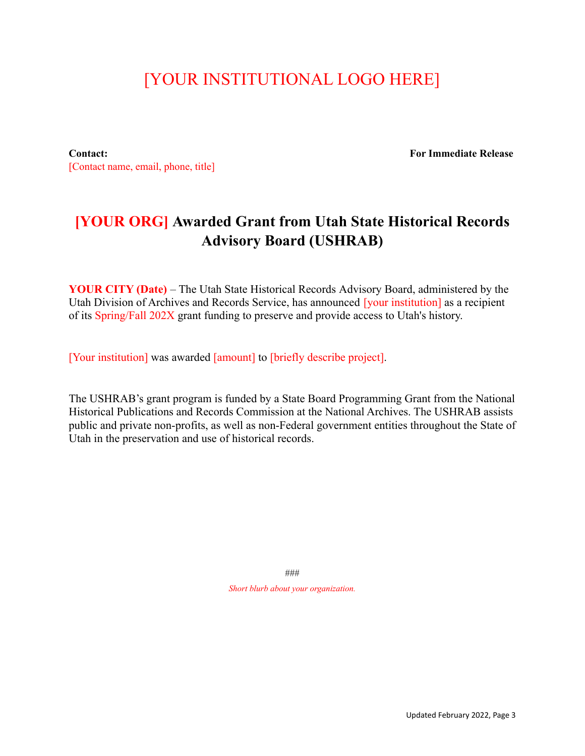[YOUR INSTITUTIONAL LOGO HERE]

**Contact:**
[Contact name, email, phone, title]

**For Immediate Release**

## [YOUR ORG] Awarded Grant from Utah State Historical Records Advisory Board (USHRAB)

**YOUR CITY (Date)** – The Utah State Historical Records Advisory Board, administered by the Utah Division of Archives and Records Service, has announced [your institution] as a recipient of its Spring/Fall 202X grant funding to preserve and provide access to Utah's history.

[Your institution] was awarded [amount] to [briefly describe project].

The USHRAB's grant program is funded by a State Board Programming Grant from the National Historical Publications and Records Commission at the National Archives. The USHRAB assists public and private non-profits, as well as non-Federal government entities throughout the State of Utah in the preservation and use of historical records.

###

*Short blurb about your organization.*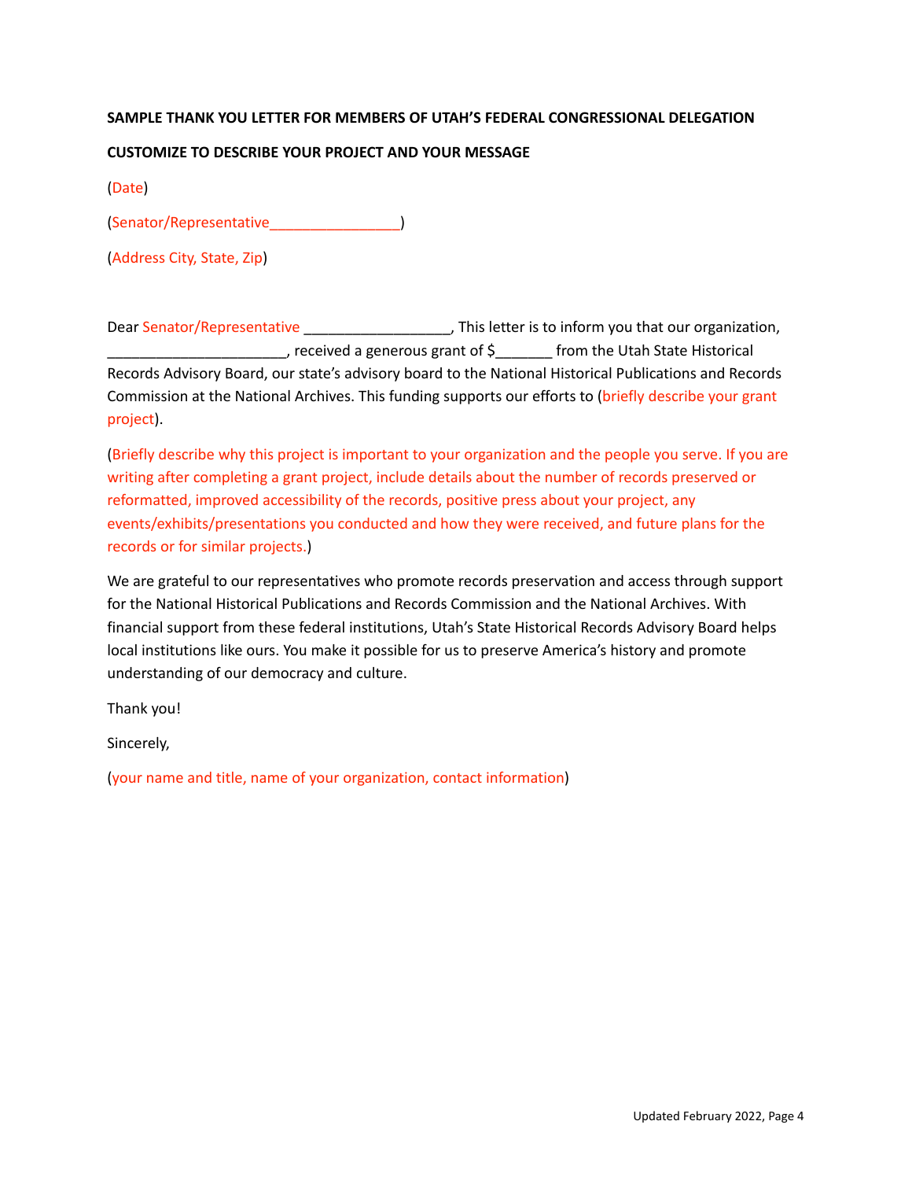**SAMPLE THANK YOU LETTER FOR MEMBERS OF UTAH'S FEDERAL CONGRESSIONAL DELEGATION**

**CUSTOMIZE TO DESCRIBE YOUR PROJECT AND YOUR MESSAGE**

(Date)

(Senator/Representative________________)

(Address City, State, Zip)

Dear Senator/Representative __________________, This letter is to inform you that our organization, ______________________, received a generous grant of $_______ from the Utah State Historical Records Advisory Board, our state's advisory board to the National Historical Publications and Records Commission at the National Archives. This funding supports our efforts to (briefly describe your grant project).

(Briefly describe why this project is important to your organization and the people you serve. If you are writing after completing a grant project, include details about the number of records preserved or reformatted, improved accessibility of the records, positive press about your project, any events/exhibits/presentations you conducted and how they were received, and future plans for the records or for similar projects.)

We are grateful to our representatives who promote records preservation and access through support for the National Historical Publications and Records Commission and the National Archives. With financial support from these federal institutions, Utah's State Historical Records Advisory Board helps local institutions like ours. You make it possible for us to preserve America's history and promote understanding of our democracy and culture.

Thank you!

Sincerely,

(your name and title, name of your organization, contact information)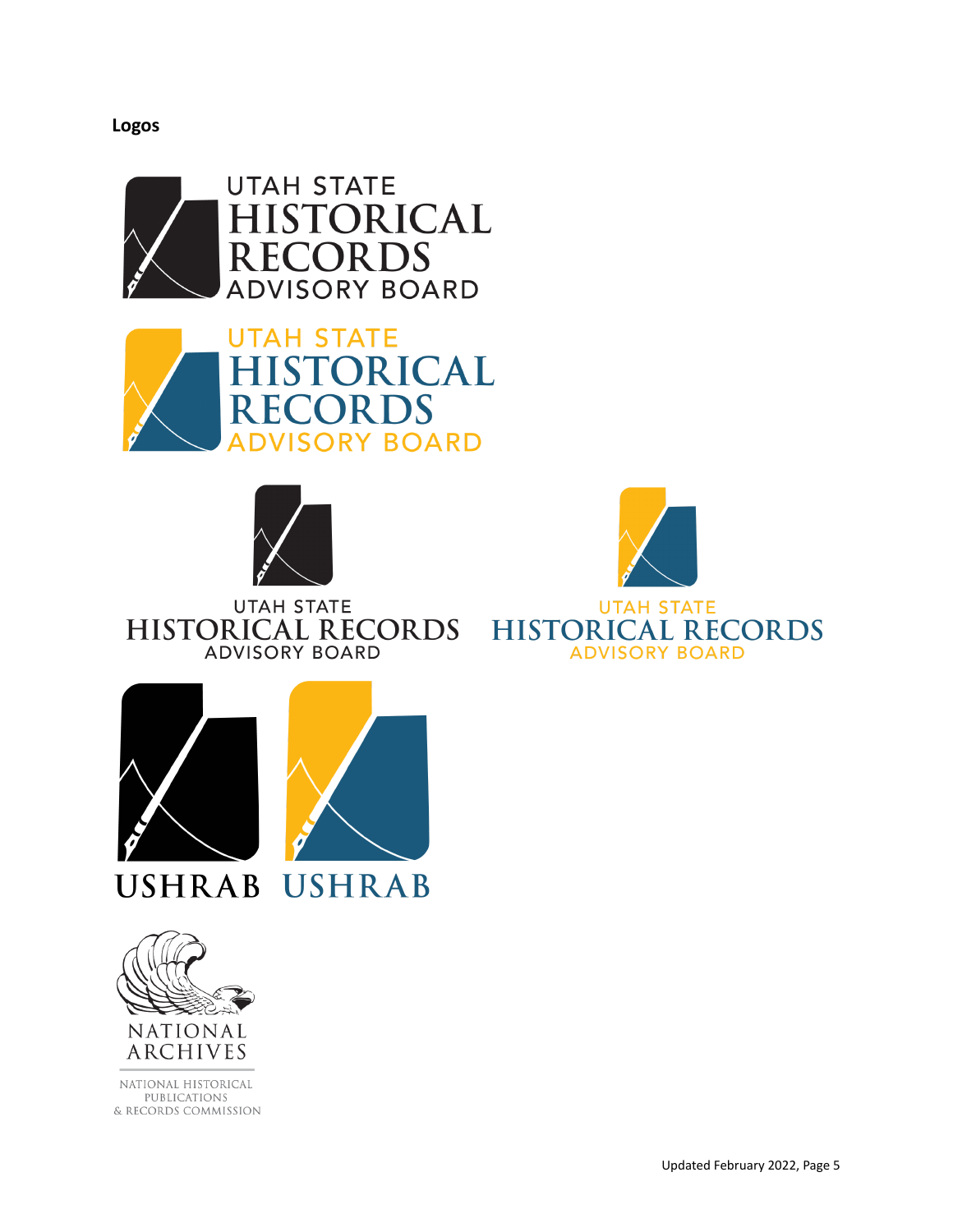**Logos**

UTAH STATE
HISTORICAL
RECORDS
ADVISORY BOARD

UTAH STATE
HISTORICAL
RECORDS
ADVISORY BOARD

UTAH STATE
HISTORICAL RECORDS
ADVISORY BOARD

UTAH STATE
HISTORICAL RECORDS
ADVISORY BOARD

USHRAB USHRAB

NATIONAL
ARCHIVES

NATIONAL HISTORICAL
PUBLICATIONS
& RECORDS COMMISSION

Updated February 2022